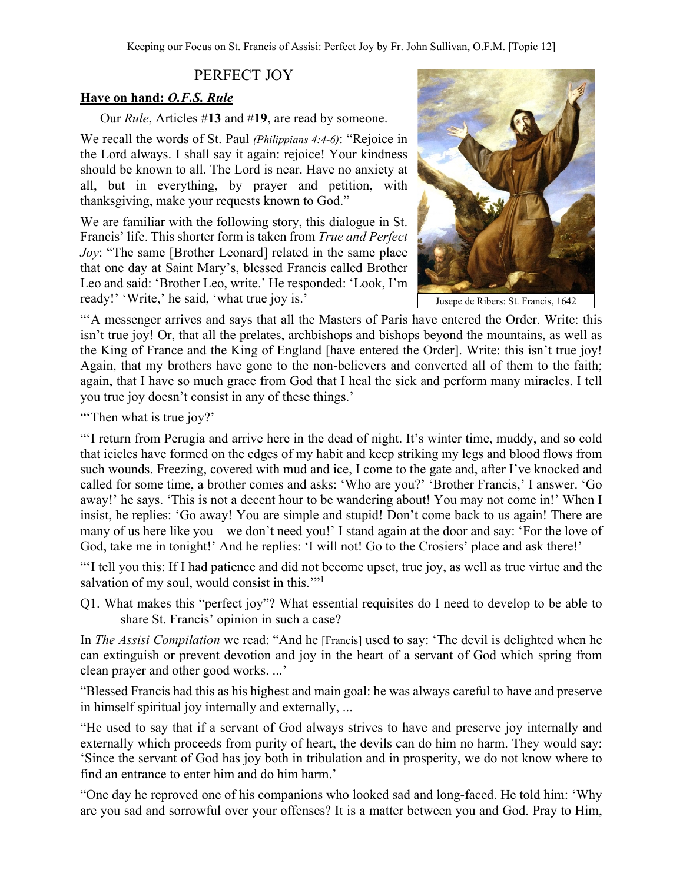## PERFECT JOY

**Have on hand: *O.F.S. Rule***

Our *Rule*, Articles #**13** and #**19**, are read by someone.

We recall the words of St. Paul *(Philippians 4:4-6)*: "Rejoice in the Lord always. I shall say it again: rejoice! Your kindness should be known to all. The Lord is near. Have no anxiety at all, but in everything, by prayer and petition, with thanksgiving, make your requests known to God."

We are familiar with the following story, this dialogue in St. Francis' life. This shorter form is taken from *True and Perfect Joy*: "The same [Brother Leonard] related in the same place that one day at Saint Mary's, blessed Francis called Brother Leo and said: 'Brother Leo, write.' He responded: 'Look, I'm ready!' 'Write,' he said, 'what true joy is.'

Jusepe de Ribers: St. Francis, 1642

"'A messenger arrives and says that all the Masters of Paris have entered the Order. Write: this isn't true joy! Or, that all the prelates, archbishops and bishops beyond the mountains, as well as the King of France and the King of England [have entered the Order]. Write: this isn't true joy! Again, that my brothers have gone to the non-believers and converted all of them to the faith; again, that I have so much grace from God that I heal the sick and perform many miracles. I tell you true joy doesn't consist in any of these things.'

"'Then what is true joy?'

"'I return from Perugia and arrive here in the dead of night. It's winter time, muddy, and so cold that icicles have formed on the edges of my habit and keep striking my legs and blood flows from such wounds. Freezing, covered with mud and ice, I come to the gate and, after I've knocked and called for some time, a brother comes and asks: 'Who are you?' 'Brother Francis,' I answer. 'Go away!' he says. 'This is not a decent hour to be wandering about! You may not come in!' When I insist, he replies: 'Go away! You are simple and stupid! Don't come back to us again! There are many of us here like you – we don't need you!' I stand again at the door and say: 'For the love of God, take me in tonight!' And he replies: 'I will not! Go to the Crosiers' place and ask there!'

"'I tell you this: If I had patience and did not become upset, true joy, as well as true virtue and the salvation of my soul, would consist in this.'"[1]

Q1. What makes this "perfect joy"? What essential requisites do I need to develop to be able to share St. Francis' opinion in such a case?

In *The Assisi Compilation* we read: "And he [Francis] used to say: 'The devil is delighted when he can extinguish or prevent devotion and joy in the heart of a servant of God which spring from clean prayer and other good works. ...'

"Blessed Francis had this as his highest and main goal: he was always careful to have and preserve in himself spiritual joy internally and externally, ...

"He used to say that if a servant of God always strives to have and preserve joy internally and externally which proceeds from purity of heart, the devils can do him no harm. They would say: 'Since the servant of God has joy both in tribulation and in prosperity, we do not know where to find an entrance to enter him and do him harm.'

"One day he reproved one of his companions who looked sad and long-faced. He told him: 'Why are you sad and sorrowful over your offenses? It is a matter between you and God. Pray to Him,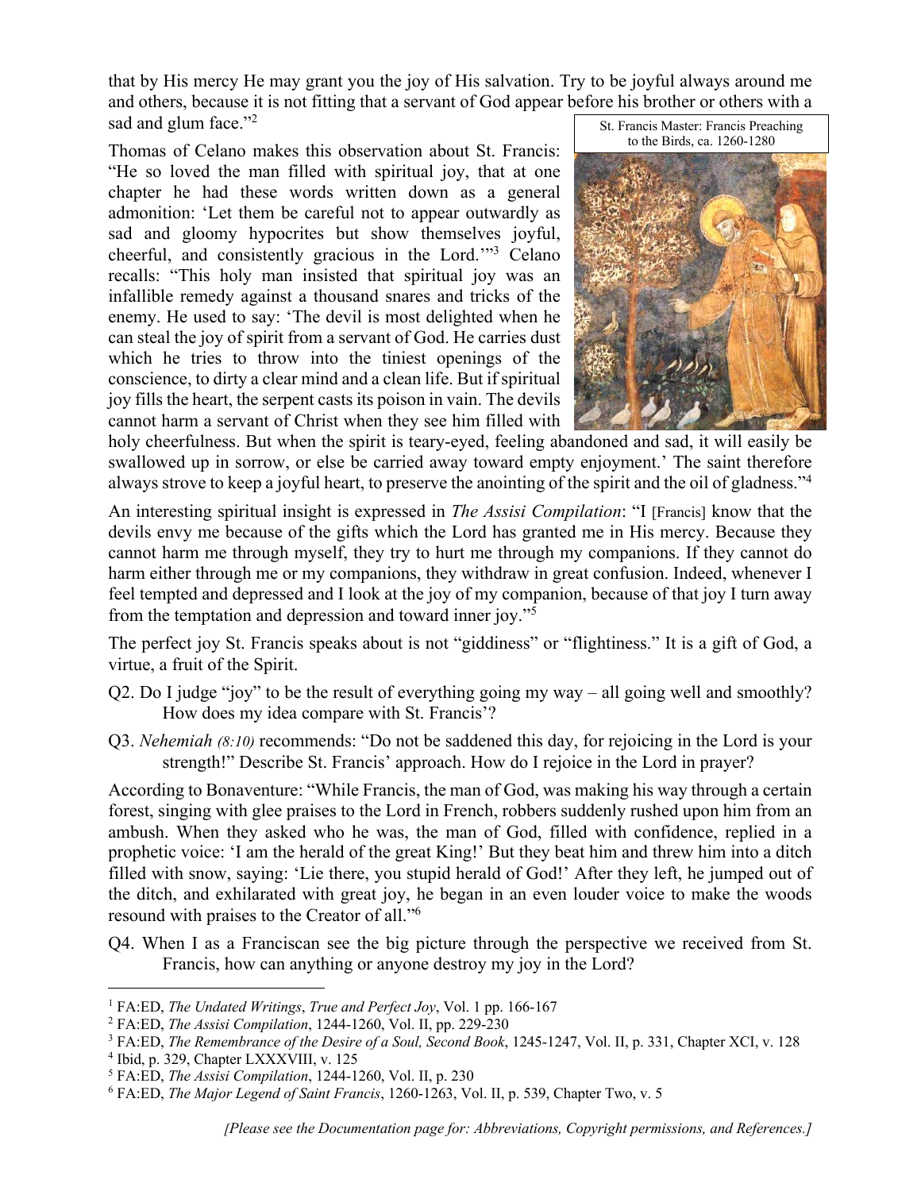that by His mercy He may grant you the joy of His salvation. Try to be joyful always around me and others, because it is not fitting that a servant of God appear before his brother or others with a sad and glum face."[2]

St. Francis Master: Francis Preaching to the Birds, ca. 1260-1280

Thomas of Celano makes this observation about St. Francis: "He so loved the man filled with spiritual joy, that at one chapter he had these words written down as a general admonition: 'Let them be careful not to appear outwardly as sad and gloomy hypocrites but show themselves joyful, cheerful, and consistently gracious in the Lord.'"[3] Celano recalls: "This holy man insisted that spiritual joy was an infallible remedy against a thousand snares and tricks of the enemy. He used to say: 'The devil is most delighted when he can steal the joy of spirit from a servant of God. He carries dust which he tries to throw into the tiniest openings of the conscience, to dirty a clear mind and a clean life. But if spiritual joy fills the heart, the serpent casts its poison in vain. The devils cannot harm a servant of Christ when they see him filled with holy cheerfulness. But when the spirit is teary-eyed, feeling abandoned and sad, it will easily be swallowed up in sorrow, or else be carried away toward empty enjoyment.' The saint therefore always strove to keep a joyful heart, to preserve the anointing of the spirit and the oil of gladness."[4]

An interesting spiritual insight is expressed in *The Assisi Compilation*: "I [Francis] know that the devils envy me because of the gifts which the Lord has granted me in His mercy. Because they cannot harm me through myself, they try to hurt me through my companions. If they cannot do harm either through me or my companions, they withdraw in great confusion. Indeed, whenever I feel tempted and depressed and I look at the joy of my companion, because of that joy I turn away from the temptation and depression and toward inner joy."[5]

The perfect joy St. Francis speaks about is not "giddiness" or "flightiness." It is a gift of God, a virtue, a fruit of the Spirit.

Q2. Do I judge "joy" to be the result of everything going my way – all going well and smoothly? How does my idea compare with St. Francis'?

Q3. *Nehemiah (8:10)* recommends: "Do not be saddened this day, for rejoicing in the Lord is your strength!" Describe St. Francis' approach. How do I rejoice in the Lord in prayer?

According to Bonaventure: "While Francis, the man of God, was making his way through a certain forest, singing with glee praises to the Lord in French, robbers suddenly rushed upon him from an ambush. When they asked who he was, the man of God, filled with confidence, replied in a prophetic voice: 'I am the herald of the great King!' But they beat him and threw him into a ditch filled with snow, saying: 'Lie there, you stupid herald of God!' After they left, he jumped out of the ditch, and exhilarated with great joy, he began in an even louder voice to make the woods resound with praises to the Creator of all."[6]

Q4. When I as a Franciscan see the big picture through the perspective we received from St. Francis, how can anything or anyone destroy my joy in the Lord?

---

[1] FA:ED, *The Undated Writings*, *True and Perfect Joy*, Vol. 1 pp. 166-167

[2] FA:ED, *The Assisi Compilation*, 1244-1260, Vol. II, pp. 229-230

[3] FA:ED, *The Remembrance of the Desire of a Soul, Second Book*, 1245-1247, Vol. II, p. 331, Chapter XCI, v. 128

[4] Ibid, p. 329, Chapter LXXXVIII, v. 125

[5] FA:ED, *The Assisi Compilation*, 1244-1260, Vol. II, p. 230

[6] FA:ED, *The Major Legend of Saint Francis*, 1260-1263, Vol. II, p. 539, Chapter Two, v. 5

*[Please see the Documentation page for: Abbreviations, Copyright permissions, and References.]*